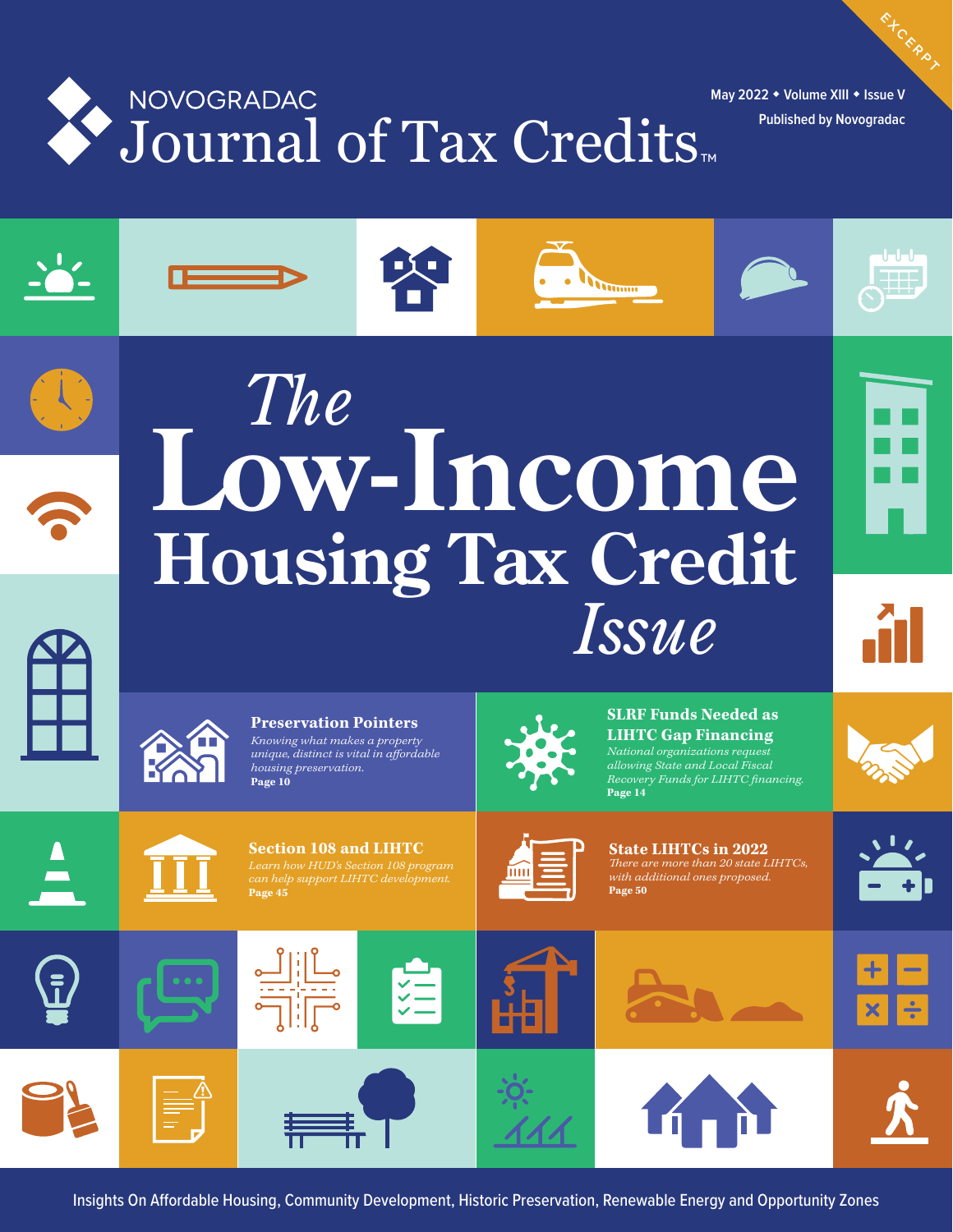EXCERPT

# NOVOGRADAC Journal of Tax Credits™

May 2022 • Volume XIII • Issue V

Published by Novogradac

# *The* Low-Income Housing Tax Credit *Issue*

**Preservation Pointers**

*Knowing what makes a property unique, distinct is vital in affordable housing preservation.*

**Page 10**

**SLRF Funds Needed as LIHTC Gap Financing**

*National organizations request allowing State and Local Fiscal Recovery Funds for LIHTC financing.*

**Page 14**

**Section 108 and LIHTC**

*Learn how HUD's Section 108 program can help support LIHTC development.*

**Page 45**

**State LIHTCs in 2022**

*There are more than 20 state LIHTCs, with additional ones proposed.*

**Page 50**

Insights On Affordable Housing, Community Development, Historic Preservation, Renewable Energy and Opportunity Zones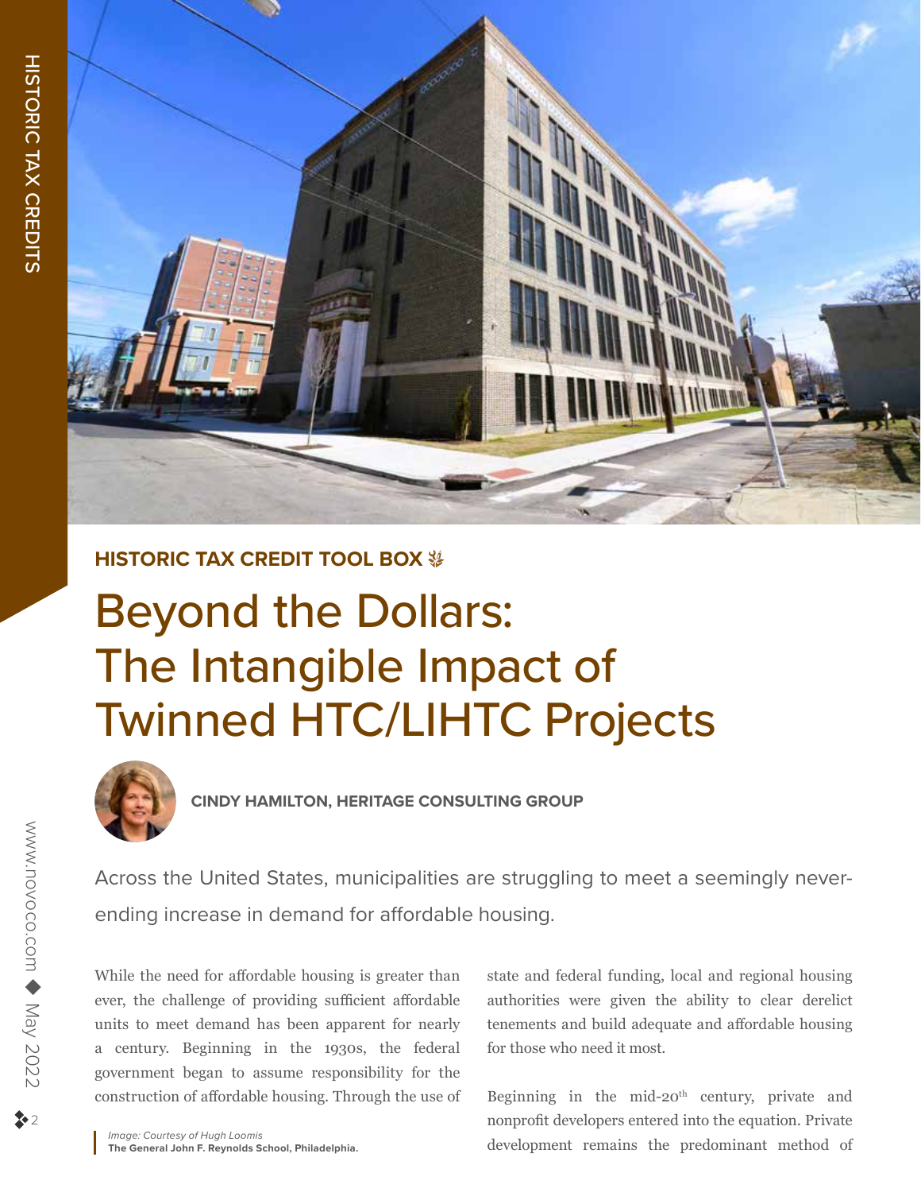Image: Courtesy of Hugh Loomis

**The General John F. Reynolds School, Philadelphia.**

HISTORIC TAX CREDIT TOOL BOX

# Beyond the Dollars: The Intangible Impact of Twinned HTC/LIHTC Projects

**CINDY HAMILTON, HERITAGE CONSULTING GROUP**

Across the United States, municipalities are struggling to meet a seemingly never-ending increase in demand for affordable housing.

While the need for affordable housing is greater than ever, the challenge of providing sufficient affordable units to meet demand has been apparent for nearly a century. Beginning in the 1930s, the federal government began to assume responsibility for the construction of affordable housing. Through the use of state and federal funding, local and regional housing authorities were given the ability to clear derelict tenements and build adequate and affordable housing for those who need it most.

Beginning in the mid-20th century, private and nonprofit developers entered into the equation. Private development remains the predominant method of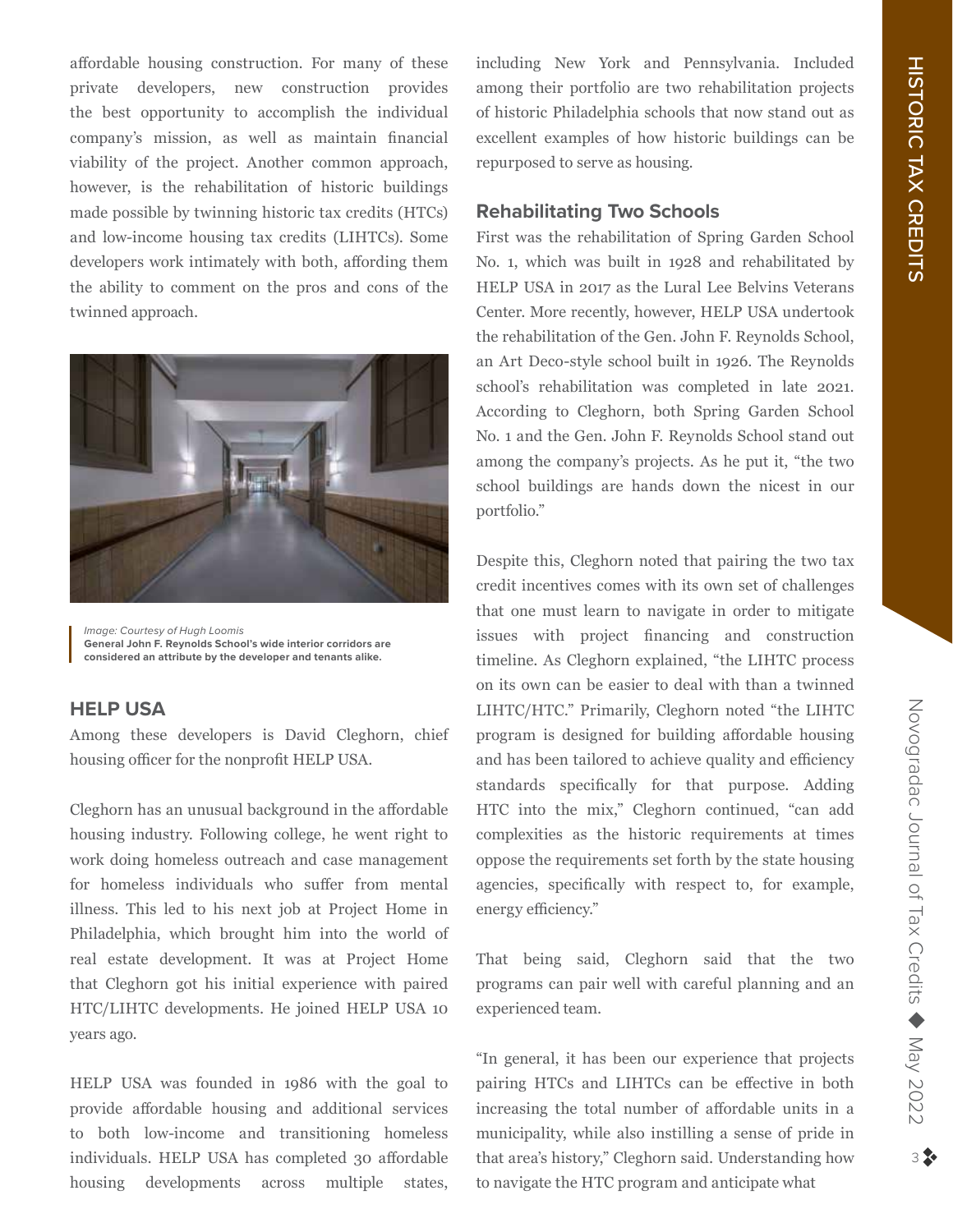affordable housing construction. For many of these private developers, new construction provides the best opportunity to accomplish the individual company's mission, as well as maintain financial viability of the project. Another common approach, however, is the rehabilitation of historic buildings made possible by twinning historic tax credits (HTCs) and low-income housing tax credits (LIHTCs). Some developers work intimately with both, affording them the ability to comment on the pros and cons of the twinned approach.

*Image: Courtesy of Hugh Loomis*
**General John F. Reynolds School's wide interior corridors are considered an attribute by the developer and tenants alike.**

## HELP USA

Among these developers is David Cleghorn, chief housing officer for the nonprofit HELP USA.

Cleghorn has an unusual background in the affordable housing industry. Following college, he went right to work doing homeless outreach and case management for homeless individuals who suffer from mental illness. This led to his next job at Project Home in Philadelphia, which brought him into the world of real estate development. It was at Project Home that Cleghorn got his initial experience with paired HTC/LIHTC developments. He joined HELP USA 10 years ago.

HELP USA was founded in 1986 with the goal to provide affordable housing and additional services to both low-income and transitioning homeless individuals. HELP USA has completed 30 affordable housing developments across multiple states, including New York and Pennsylvania. Included among their portfolio are two rehabilitation projects of historic Philadelphia schools that now stand out as excellent examples of how historic buildings can be repurposed to serve as housing.

## Rehabilitating Two Schools

First was the rehabilitation of Spring Garden School No. 1, which was built in 1928 and rehabilitated by HELP USA in 2017 as the Lural Lee Belvins Veterans Center. More recently, however, HELP USA undertook the rehabilitation of the Gen. John F. Reynolds School, an Art Deco-style school built in 1926. The Reynolds school's rehabilitation was completed in late 2021. According to Cleghorn, both Spring Garden School No. 1 and the Gen. John F. Reynolds School stand out among the company's projects. As he put it, "the two school buildings are hands down the nicest in our portfolio."

Despite this, Cleghorn noted that pairing the two tax credit incentives comes with its own set of challenges that one must learn to navigate in order to mitigate issues with project financing and construction timeline. As Cleghorn explained, "the LIHTC process on its own can be easier to deal with than a twinned LIHTC/HTC." Primarily, Cleghorn noted "the LIHTC program is designed for building affordable housing and has been tailored to achieve quality and efficiency standards specifically for that purpose. Adding HTC into the mix," Cleghorn continued, "can add complexities as the historic requirements at times oppose the requirements set forth by the state housing agencies, specifically with respect to, for example, energy efficiency."

That being said, Cleghorn said that the two programs can pair well with careful planning and an experienced team.

"In general, it has been our experience that projects pairing HTCs and LIHTCs can be effective in both increasing the total number of affordable units in a municipality, while also instilling a sense of pride in that area's history," Cleghorn said. Understanding how to navigate the HTC program and anticipate what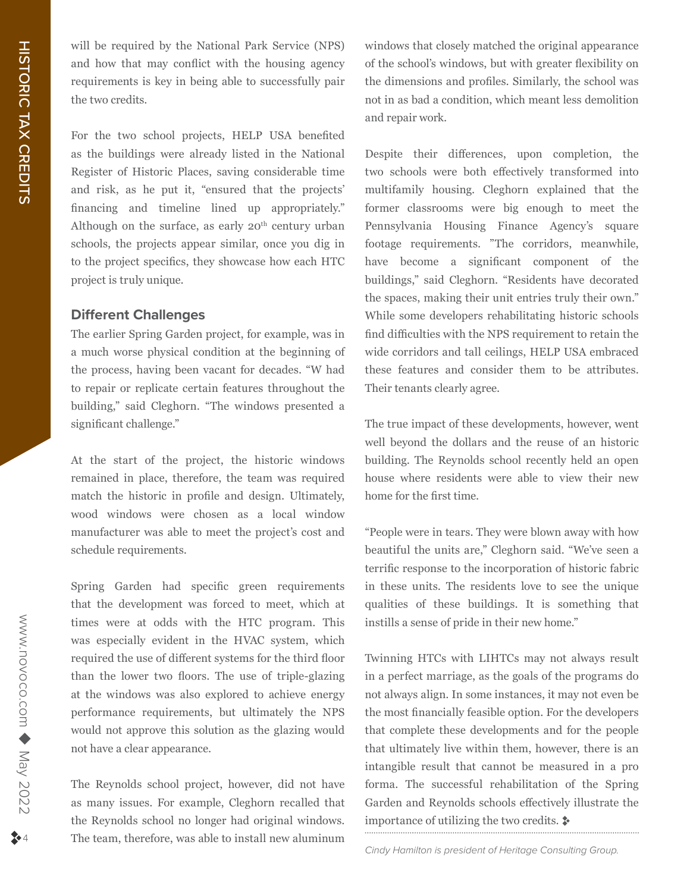will be required by the National Park Service (NPS) and how that may conflict with the housing agency requirements is key in being able to successfully pair the two credits.

For the two school projects, HELP USA benefited as the buildings were already listed in the National Register of Historic Places, saving considerable time and risk, as he put it, "ensured that the projects' financing and timeline lined up appropriately." Although on the surface, as early 20th century urban schools, the projects appear similar, once you dig in to the project specifics, they showcase how each HTC project is truly unique.

## Different Challenges

The earlier Spring Garden project, for example, was in a much worse physical condition at the beginning of the process, having been vacant for decades. "W had to repair or replicate certain features throughout the building," said Cleghorn. "The windows presented a significant challenge."

At the start of the project, the historic windows remained in place, therefore, the team was required match the historic in profile and design. Ultimately, wood windows were chosen as a local window manufacturer was able to meet the project's cost and schedule requirements.

Spring Garden had specific green requirements that the development was forced to meet, which at times were at odds with the HTC program. This was especially evident in the HVAC system, which required the use of different systems for the third floor than the lower two floors. The use of triple-glazing at the windows was also explored to achieve energy performance requirements, but ultimately the NPS would not approve this solution as the glazing would not have a clear appearance.

The Reynolds school project, however, did not have as many issues. For example, Cleghorn recalled that the Reynolds school no longer had original windows. The team, therefore, was able to install new aluminum windows that closely matched the original appearance of the school's windows, but with greater flexibility on the dimensions and profiles. Similarly, the school was not in as bad a condition, which meant less demolition and repair work.

Despite their differences, upon completion, the two schools were both effectively transformed into multifamily housing. Cleghorn explained that the former classrooms were big enough to meet the Pennsylvania Housing Finance Agency's square footage requirements. "The corridors, meanwhile, have become a significant component of the buildings," said Cleghorn. "Residents have decorated the spaces, making their unit entries truly their own." While some developers rehabilitating historic schools find difficulties with the NPS requirement to retain the wide corridors and tall ceilings, HELP USA embraced these features and consider them to be attributes. Their tenants clearly agree.

The true impact of these developments, however, went well beyond the dollars and the reuse of an historic building. The Reynolds school recently held an open house where residents were able to view their new home for the first time.

"People were in tears. They were blown away with how beautiful the units are," Cleghorn said. "We've seen a terrific response to the incorporation of historic fabric in these units. The residents love to see the unique qualities of these buildings. It is something that instills a sense of pride in their new home."

Twinning HTCs with LIHTCs may not always result in a perfect marriage, as the goals of the programs do not always align. In some instances, it may not even be the most financially feasible option. For the developers that complete these developments and for the people that ultimately live within them, however, there is an intangible result that cannot be measured in a pro forma. The successful rehabilitation of the Spring Garden and Reynolds schools effectively illustrate the importance of utilizing the two credits. ❖

---

*Cindy Hamilton is president of Heritage Consulting Group.*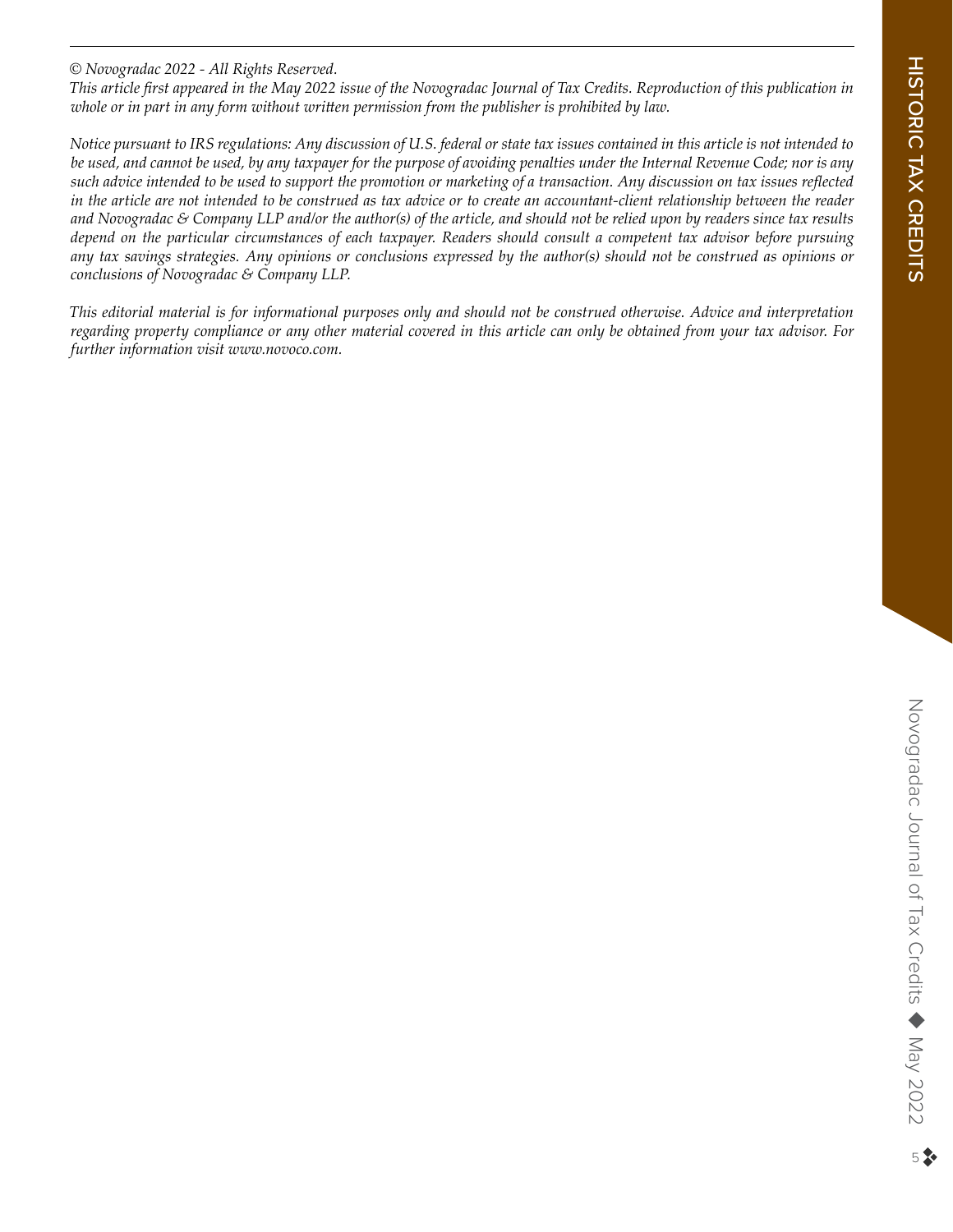*© Novogradac 2022 - All Rights Reserved.*
*This article first appeared in the May 2022 issue of the Novogradac Journal of Tax Credits. Reproduction of this publication in whole or in part in any form without written permission from the publisher is prohibited by law.*

*Notice pursuant to IRS regulations: Any discussion of U.S. federal or state tax issues contained in this article is not intended to be used, and cannot be used, by any taxpayer for the purpose of avoiding penalties under the Internal Revenue Code; nor is any such advice intended to be used to support the promotion or marketing of a transaction. Any discussion on tax issues reflected in the article are not intended to be construed as tax advice or to create an accountant-client relationship between the reader and Novogradac & Company LLP and/or the author(s) of the article, and should not be relied upon by readers since tax results depend on the particular circumstances of each taxpayer. Readers should consult a competent tax advisor before pursuing any tax savings strategies. Any opinions or conclusions expressed by the author(s) should not be construed as opinions or conclusions of Novogradac & Company LLP.*

*This editorial material is for informational purposes only and should not be construed otherwise. Advice and interpretation regarding property compliance or any other material covered in this article can only be obtained from your tax advisor. For further information visit www.novoco.com.*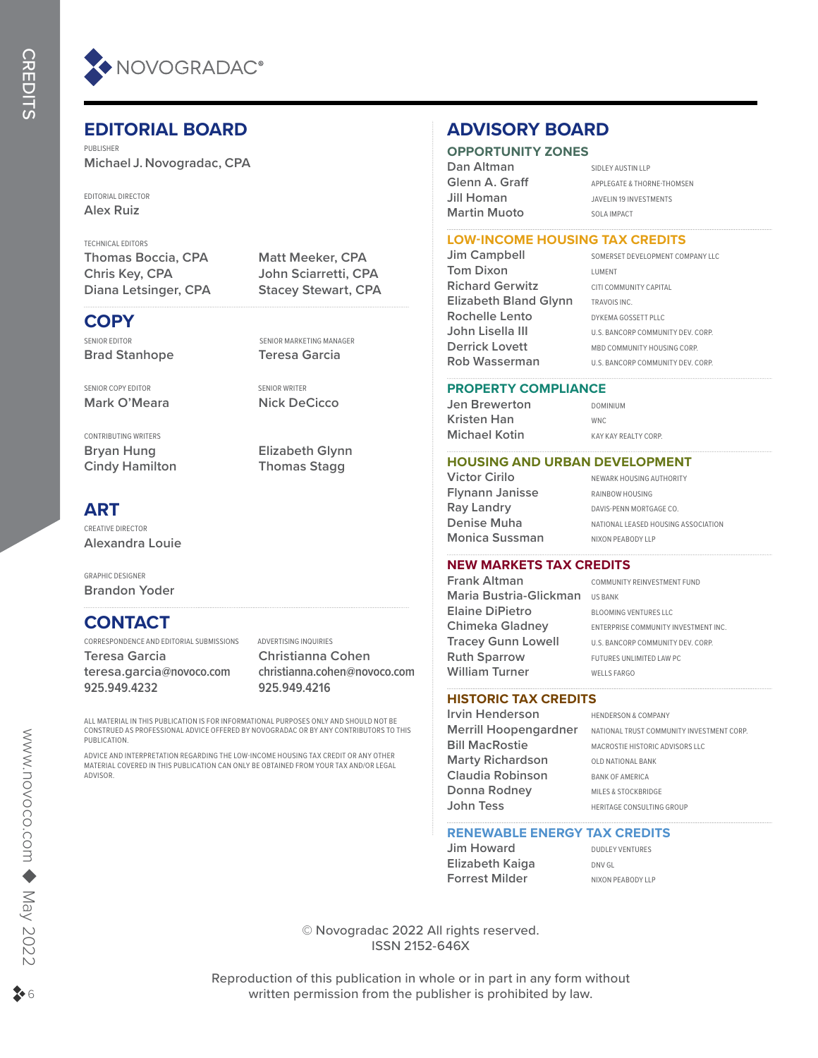NOVOGRADAC®

## EDITORIAL BOARD

PUBLISHER
Michael J. Novogradac, CPA

EDITORIAL DIRECTOR
Alex Ruiz

TECHNICAL EDITORS
Thomas Boccia, CPA
Chris Key, CPA
Diana Letsinger, CPA
Matt Meeker, CPA
John Sciarretti, CPA
Stacey Stewart, CPA

## COPY

SENIOR EDITOR
Brad Stanhope

SENIOR MARKETING MANAGER
Teresa Garcia

SENIOR COPY EDITOR
Mark O'Meara

SENIOR WRITER
Nick DeCicco

CONTRIBUTING WRITERS
Bryan Hung
Cindy Hamilton
Elizabeth Glynn
Thomas Stagg

## ART

CREATIVE DIRECTOR
Alexandra Louie

GRAPHIC DESIGNER
Brandon Yoder

## CONTACT

CORRESPONDENCE AND EDITORIAL SUBMISSIONS
Teresa Garcia
teresa.garcia@novoco.com
925.949.4232

ADVERTISING INQUIRIES
Christianna Cohen
christianna.cohen@novoco.com
925.949.4216

ALL MATERIAL IN THIS PUBLICATION IS FOR INFORMATIONAL PURPOSES ONLY AND SHOULD NOT BE CONSTRUED AS PROFESSIONAL ADVICE OFFERED BY NOVOGRADAC OR BY ANY CONTRIBUTORS TO THIS PUBLICATION.

ADVICE AND INTERPRETATION REGARDING THE LOW-INCOME HOUSING TAX CREDIT OR ANY OTHER MATERIAL COVERED IN THIS PUBLICATION CAN ONLY BE OBTAINED FROM YOUR TAX AND/OR LEGAL ADVISOR.

## ADVISORY BOARD

### OPPORTUNITY ZONES

| | |
|---|---|
| Dan Altman | SIDLEY AUSTIN LLP |
| Glenn A. Graff | APPLEGATE & THORNE-THOMSEN |
| Jill Homan | JAVELIN 19 INVESTMENTS |
| Martin Muoto | SOLA IMPACT |

### LOW-INCOME HOUSING TAX CREDITS

| | |
|---|---|
| Jim Campbell | SOMERSET DEVELOPMENT COMPANY LLC |
| Tom Dixon | LUMENT |
| Richard Gerwitz | CITI COMMUNITY CAPITAL |
| Elizabeth Bland Glynn | TRAVOIS INC. |
| Rochelle Lento | DYKEMA GOSSETT PLLC |
| John Lisella III | U.S. BANCORP COMMUNITY DEV. CORP. |
| Derrick Lovett | MBD COMMUNITY HOUSING CORP. |
| Rob Wasserman | U.S. BANCORP COMMUNITY DEV. CORP. |

### PROPERTY COMPLIANCE

| | |
|---|---|
| Jen Brewerton | DOMINIUM |
| Kristen Han | WNC |
| Michael Kotin | KAY KAY REALTY CORP. |

### HOUSING AND URBAN DEVELOPMENT

| | |
|---|---|
| Victor Cirilo | NEWARK HOUSING AUTHORITY |
| Flynann Janisse | RAINBOW HOUSING |
| Ray Landry | DAVIS-PENN MORTGAGE CO. |
| Denise Muha | NATIONAL LEASED HOUSING ASSOCIATION |
| Monica Sussman | NIXON PEABODY LLP |

### NEW MARKETS TAX CREDITS

| | |
|---|---|
| Frank Altman | COMMUNITY REINVESTMENT FUND |
| Maria Bustria-Glickman | US BANK |
| Elaine DiPietro | BLOOMING VENTURES LLC |
| Chimeka Gladney | ENTERPRISE COMMUNITY INVESTMENT INC. |
| Tracey Gunn Lowell | U.S. BANCORP COMMUNITY DEV. CORP. |
| Ruth Sparrow | FUTURES UNLIMITED LAW PC |
| William Turner | WELLS FARGO |

### HISTORIC TAX CREDITS

| | |
|---|---|
| Irvin Henderson | HENDERSON & COMPANY |
| Merrill Hoopengardner | NATIONAL TRUST COMMUNITY INVESTMENT CORP. |
| Bill MacRostie | MACROSTIE HISTORIC ADVISORS LLC |
| Marty Richardson | OLD NATIONAL BANK |
| Claudia Robinson | BANK OF AMERICA |
| Donna Rodney | MILES & STOCKBRIDGE |
| John Tess | HERITAGE CONSULTING GROUP |

### RENEWABLE ENERGY TAX CREDITS

| | |
|---|---|
| Jim Howard | DUDLEY VENTURES |
| Elizabeth Kaiga | DNV GL |
| Forrest Milder | NIXON PEABODY LLP |

© Novogradac 2022 All rights reserved.
ISSN 2152-646X

Reproduction of this publication in whole or in part in any form without written permission from the publisher is prohibited by law.